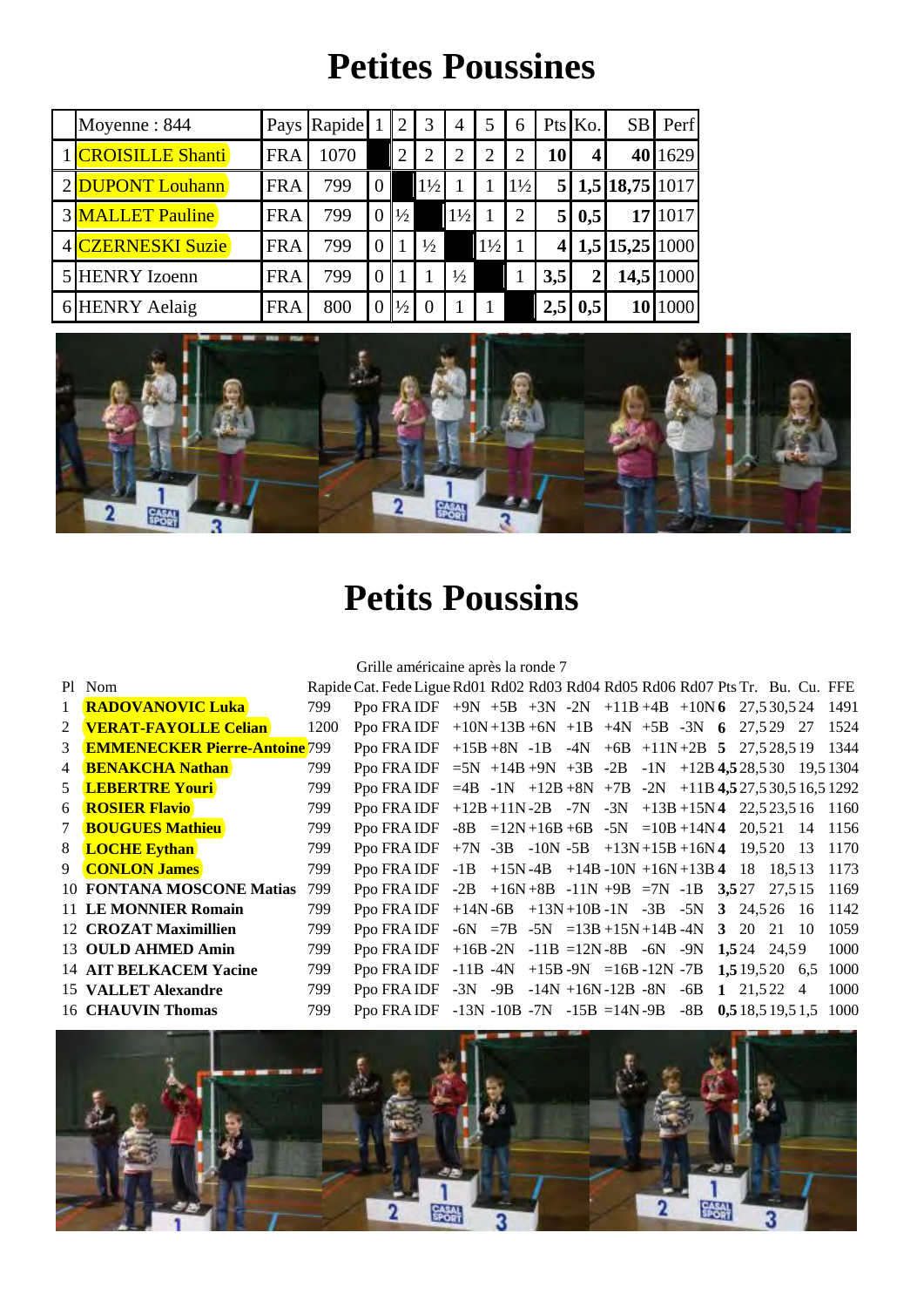# Petites Poussines

| | Moyenne : 844 | Pays | Rapide | 1 | 2 | 3 | 4 | 5 | 6 | Pts | Ko. | SB | Perf |
|---|---|---|---|---|---|---|---|---|---|---|---|---|---|
| 1 | CROISILLE Shanti | FRA | 1070 | | 2 | 2 | 2 | 2 | 2 | **10** | **4** | **40** | 1629 |
| 2 | DUPONT Louhann | FRA | 799 | 0 | | 1½ | 1 | 1 | 1½ | **5** | **1,5** | **18,75** | 1017 |
| 3 | MALLET Pauline | FRA | 799 | 0 | ½ | | 1½ | 1 | 2 | **5** | **0,5** | **17** | 1017 |
| 4 | CZERNESKI Suzie | FRA | 799 | 0 | 1 | ½ | | 1½ | 1 | **4** | **1,5** | **15,25** | 1000 |
| 5 | HENRY Izoenn | FRA | 799 | 0 | 1 | 1 | ½ | | 1 | **3,5** | **2** | **14,5** | 1000 |
| 6 | HENRY Aelaig | FRA | 800 | 0 | ½ | 0 | 1 | 1 | | **2,5** | **0,5** | **10** | 1000 |

# Petits Poussins

Grille américaine après la ronde 7

| Pl | Nom | Rapide | Cat. | Fede | Ligue | Rd01 | Rd02 | Rd03 | Rd04 | Rd05 | Rd06 | Rd07 | Pts | Tr. | Bu. | Cu. | FFE |
|---|---|---|---|---|---|---|---|---|---|---|---|---|---|---|---|---|---|
| 1 | **RADOVANOVIC Luka** | 799 | Ppo | FRA | IDF | +9N | +5B | +3N | -2N | +11B | +4B | +10N | **6** | 27,5 | 30,5 | 24 | 1491 |
| 2 | **VERAT-FAYOLLE Celian** | 1200 | Ppo | FRA | IDF | +10N | +13B | +6N | +1B | +4N | +5B | -3N | **6** | 27,5 | 29 | 27 | 1524 |
| 3 | **EMMENECKER Pierre-Antoine** | 799 | Ppo | FRA | IDF | +15B | +8N | -1B | -4N | +6B | +11N | +2B | **5** | 27,5 | 28,5 | 19 | 1344 |
| 4 | **BENAKCHA Nathan** | 799 | Ppo | FRA | IDF | =5N | +14B | +9N | +3B | -2B | -1N | +12B | **4,5** | 28,5 | 30 | 19,5 | 1304 |
| 5 | **LEBERTRE Youri** | 799 | Ppo | FRA | IDF | =4B | -1N | +12B | +8N | +7B | -2N | +11B | **4,5** | 27,5 | 30,5 | 16,5 | 1292 |
| 6 | **ROSIER Flavio** | 799 | Ppo | FRA | IDF | +12B | +11N | -2B | -7N | -3N | +13B | +15N | **4** | 22,5 | 23,5 | 16 | 1160 |
| 7 | **BOUGUES Mathieu** | 799 | Ppo | FRA | IDF | -8B | =12N | +16B | +6B | -5N | =10B | +14N | **4** | 20,5 | 21 | 14 | 1156 |
| 8 | **LOCHE Eythan** | 799 | Ppo | FRA | IDF | +7N | -3B | -10N | -5B | +13N | +15B | +16N | **4** | 19,5 | 20 | 13 | 1170 |
| 9 | **CONLON James** | 799 | Ppo | FRA | IDF | -1B | +15N | -4B | +14B | -10N | +16N | +13B | **4** | 18 | 18,5 | 13 | 1173 |
| 10 | **FONTANA MOSCONE Matias** | 799 | Ppo | FRA | IDF | -2B | +16N | +8B | -11N | +9B | =7N | -1B | **3,5** | 27 | 27,5 | 15 | 1169 |
| 11 | **LE MONNIER Romain** | 799 | Ppo | FRA | IDF | +14N | -6B | +13N | +10B | -1N | -3B | -5N | **3** | 24,5 | 26 | 16 | 1142 |
| 12 | **CROZAT Maximillien** | 799 | Ppo | FRA | IDF | -6N | =7B | -5N | =13B | +15N | +14B | -4N | **3** | 20 | 21 | 10 | 1059 |
| 13 | **OULD AHMED Amin** | 799 | Ppo | FRA | IDF | +16B | -2N | -11B | =12N | -8B | -6N | -9N | **1,5** | 24 | 24,5 | 9 | 1000 |
| 14 | **AIT BELKACEM Yacine** | 799 | Ppo | FRA | IDF | -11B | -4N | +15B | -9N | =16B | -12N | -7B | **1,5** | 19,5 | 20 | 6,5 | 1000 |
| 15 | **VALLET Alexandre** | 799 | Ppo | FRA | IDF | -3N | -9B | -14N | +16N | -12B | -8N | -6B | **1** | 21,5 | 22 | 4 | 1000 |
| 16 | **CHAUVIN Thomas** | 799 | Ppo | FRA | IDF | -13N | -10B | -7N | -15B | =14N | -9B | -8B | **0,5** | 18,5 | 19,5 | 1,5 | 1000 |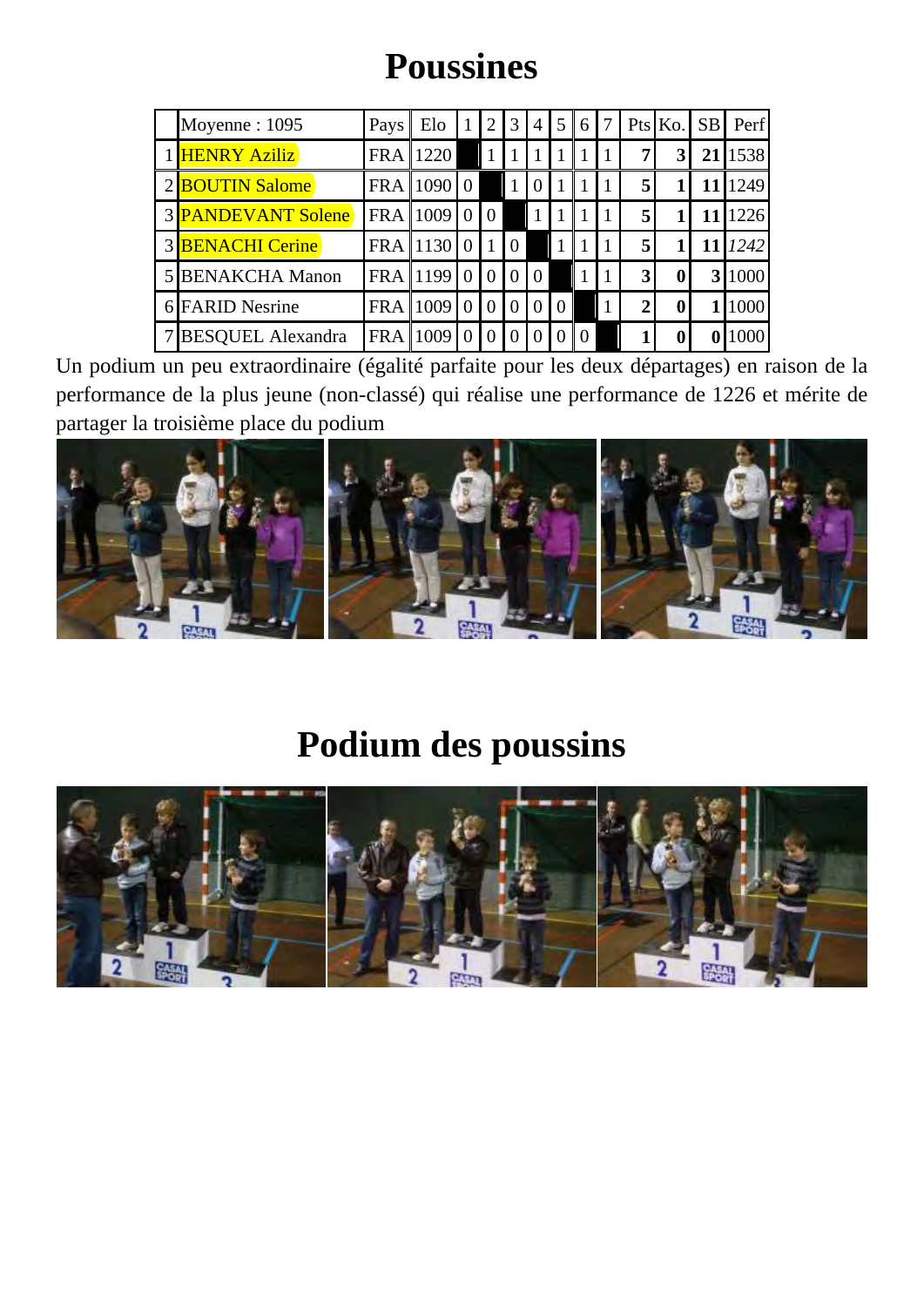# Poussines

|   | Moyenne : 1095 | Pays | Elo | 1 | 2 | 3 | 4 | 5 | 6 | 7 | Pts | Ko. | SB | Perf |
|---|---|---|---|---|---|---|---|---|---|---|---|---|---|---|
| 1 | HENRY Aziliz | FRA | 1220 |   | 1 | 1 | 1 | 1 | 1 | 1 | 7 | 3 | **21** | 1538 |
| 2 | BOUTIN Salome | FRA | 1090 | 0 |   | 1 | 0 | 1 | 1 | 1 | 5 | 1 | **11** | 1249 |
| 3 | PANDEVANT Solene | FRA | 1009 | 0 | 0 |   | 1 | 1 | 1 | 1 | 5 | 1 | **11** | 1226 |
| 3 | BENACHI Cerine | FRA | 1130 | 0 | 1 | 0 |   | 1 | 1 | 1 | 5 | 1 | **11** | *1242* |
| 5 | BENAKCHA Manon | FRA | 1199 | 0 | 0 | 0 | 0 |   | 1 | 1 | 3 | 0 | **3** | 1000 |
| 6 | FARID Nesrine | FRA | 1009 | 0 | 0 | 0 | 0 | 0 |   | 1 | 2 | 0 | **1** | 1000 |
| 7 | BESQUEL Alexandra | FRA | 1009 | 0 | 0 | 0 | 0 | 0 | 0 |   | 1 | 0 | **0** | 1000 |

Un podium un peu extraordinaire (égalité parfaite pour les deux départages) en raison de la performance de la plus jeune (non-classé) qui réalise une performance de 1226 et mérite de partager la troisième place du podium

# Podium des poussins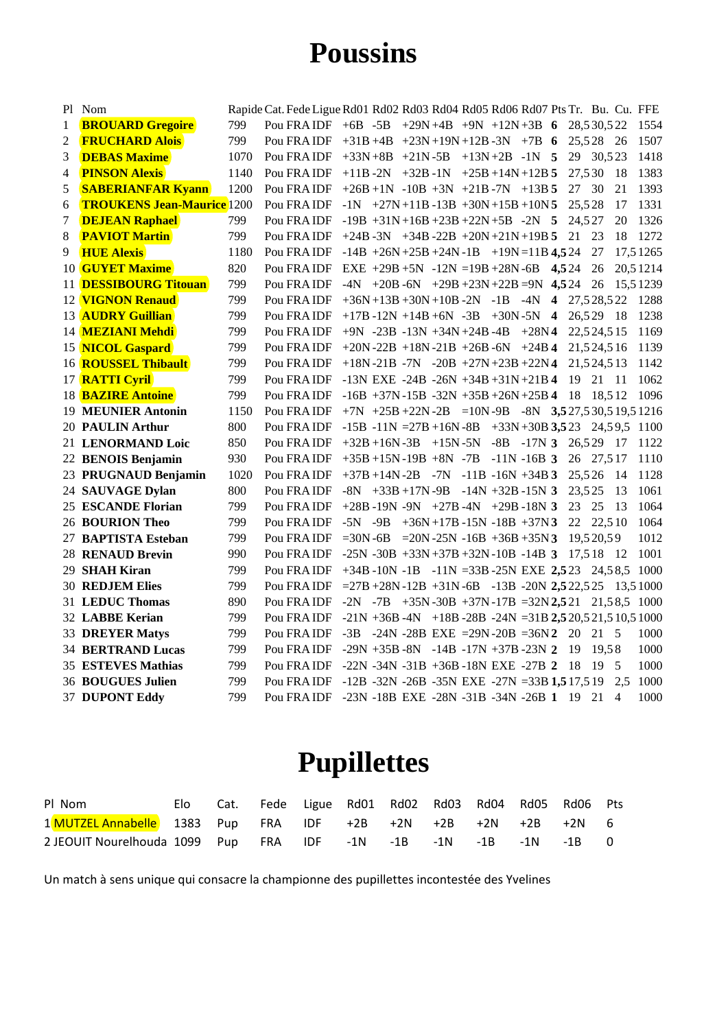# Poussins

| Pl | Nom | Rapide | Cat. | Fede | Ligue | Rd01 | Rd02 | Rd03 | Rd04 | Rd05 | Rd06 | Rd07 | Pts | Tr. | Bu. | Cu. | FFE |
|---|---|---|---|---|---|---|---|---|---|---|---|---|---|---|---|---|---|
| 1 | **BROUARD Gregoire** | 799 | Pou | FRA | IDF | +6B | -5B | +29N | +4B | +9N | +12N | +3B | **6** | 28,5 | 30,5 | 22 | 1554 |
| 2 | **FRUCHARD Alois** | 799 | Pou | FRA | IDF | +31B | +4B | +23N | +19N | +12B | -3N | +7B | **6** | 25,5 | 28 | 26 | 1507 |
| 3 | **DEBAS Maxime** | 1070 | Pou | FRA | IDF | +33N | +8B | +21N | -5B | +13N | +2B | -1N | **5** | 29 | 30,5 | 23 | 1418 |
| 4 | **PINSON Alexis** | 1140 | Pou | FRA | IDF | +11B | -2N | +32B | -1N | +25B | +14N | +12B | **5** | 27,5 | 30 | 18 | 1383 |
| 5 | **SABERIANFAR Kyann** | 1200 | Pou | FRA | IDF | +26B | +1N | -10B | +3N | +21B | -7N | +13B | **5** | 27 | 30 | 21 | 1393 |
| 6 | **TROUKENS Jean-Maurice** | 1200 | Pou | FRA | IDF | -1N | +27N | +11B | -13B | +30N | +15B | +10N | **5** | 25,5 | 28 | 17 | 1331 |
| 7 | **DEJEAN Raphael** | 799 | Pou | FRA | IDF | -19B | +31N | +16B | +23B | +22N | +5B | -2N | **5** | 24,5 | 27 | 20 | 1326 |
| 8 | **PAVIOT Martin** | 799 | Pou | FRA | IDF | +24B | -3N | +34B | -22B | +20N | +21N | +19B | **5** | 21 | 23 | 18 | 1272 |
| 9 | **HUE Alexis** | 1180 | Pou | FRA | IDF | -14B | +26N | +25B | +24N | -1B | +19N | =11B | **4,5** | 24 | 27 | 17,5 | 1265 |
| 10 | **GUYET Maxime** | 820 | Pou | FRA | IDF | EXE | +29B | +5N | -12N | =19B | +28N | -6B | **4,5** | 24 | 26 | 20,5 | 1214 |
| 11 | **DESSIBOURG Titouan** | 799 | Pou | FRA | IDF | -4N | +20B | -6N | +29B | +23N | +22B | =9N | **4,5** | 24 | 26 | 15,5 | 1239 |
| 12 | **VIGNON Renaud** | 799 | Pou | FRA | IDF | +36N | +13B | +30N | +10B | -2N | -1B | -4N | **4** | 27,5 | 28,5 | 22 | 1288 |
| 13 | **AUDRY Guillian** | 799 | Pou | FRA | IDF | +17B | -12N | +14B | +6N | -3B | +30N | -5N | **4** | 26,5 | 29 | 18 | 1238 |
| 14 | **MEZIANI Mehdi** | 799 | Pou | FRA | IDF | +9N | -23B | -13N | +34N | +24B | -4B | +28N | **4** | 22,5 | 24,5 | 15 | 1169 |
| 15 | **NICOL Gaspard** | 799 | Pou | FRA | IDF | +20N | -22B | +18N | -21B | +26B | -6N | +24B | **4** | 21,5 | 24,5 | 16 | 1139 |
| 16 | **ROUSSEL Thibault** | 799 | Pou | FRA | IDF | +18N | -21B | -7N | -20B | +27N | +23B | +22N | **4** | 21,5 | 24,5 | 13 | 1142 |
| 17 | **RATTI Cyril** | 799 | Pou | FRA | IDF | -13N | EXE | -24B | -26N | +34B | +31N | +21B | **4** | 19 | 21 | 11 | 1062 |
| 18 | **BAZIRE Antoine** | 799 | Pou | FRA | IDF | -16B | +37N | -15B | -32N | +35B | +26N | +25B | **4** | 18 | 18,5 | 12 | 1096 |
| 19 | **MEUNIER Antonin** | 1150 | Pou | FRA | IDF | +7N | +25B | +22N | -2B | =10N | -9B | -8N | **3,5** | 27,5 | 30,5 | 19,5 | 1216 |
| 20 | **PAULIN Arthur** | 800 | Pou | FRA | IDF | -15B | -11N | =27B | +16N | -8B | +33N | +30B | **3,5** | 23 | 24,5 | 9,5 | 1100 |
| 21 | **LENORMAND Loic** | 850 | Pou | FRA | IDF | +32B | +16N | -3B | +15N | -5N | -8B | -17N | **3** | 26,5 | 29 | 17 | 1122 |
| 22 | **BENOIS Benjamin** | 930 | Pou | FRA | IDF | +35B | +15N | -19B | +8N | -7B | -11N | -16B | **3** | 26 | 27,5 | 17 | 1110 |
| 23 | **PRUGNAUD Benjamin** | 1020 | Pou | FRA | IDF | +37B | +14N | -2B | -7N | -11B | -16N | +34B | **3** | 25,5 | 26 | 14 | 1128 |
| 24 | **SAUVAGE Dylan** | 800 | Pou | FRA | IDF | -8N | +33B | +17N | -9B | -14N | +32B | -15N | **3** | 23,5 | 25 | 13 | 1061 |
| 25 | **ESCANDE Florian** | 799 | Pou | FRA | IDF | +28B | -19N | -9N | +27B | -4N | +29B | -18N | **3** | 23 | 25 | 13 | 1064 |
| 26 | **BOURION Theo** | 799 | Pou | FRA | IDF | -5N | -9B | +36N | +17B | -15N | -18B | +37N | **3** | 22 | 22,5 | 10 | 1064 |
| 27 | **BAPTISTA Esteban** | 799 | Pou | FRA | IDF | =30N | -6B | =20N | -25N | -16B | +36B | +35N | **3** | 19,5 | 20,5 | 9 | 1012 |
| 28 | **RENAUD Brevin** | 990 | Pou | FRA | IDF | -25N | -30B | +33N | +37B | +32N | -10B | -14B | **3** | 17,5 | 18 | 12 | 1001 |
| 29 | **SHAH Kiran** | 799 | Pou | FRA | IDF | +34B | -10N | -1B | -11N | =33B | -25N | EXE | **2,5** | 23 | 24,5 | 8,5 | 1000 |
| 30 | **REDJEM Elies** | 799 | Pou | FRA | IDF | =27B | +28N | -12B | +31N | -6B | -13B | -20N | **2,5** | 22,5 | 25 | 13,5 | 1000 |
| 31 | **LEDUC Thomas** | 890 | Pou | FRA | IDF | -2N | -7B | +35N | -30B | +37N | -17B | =32N | **2,5** | 21 | 21,5 | 8,5 | 1000 |
| 32 | **LABBE Kerian** | 799 | Pou | FRA | IDF | -21N | +36B | -4N | +18B | -28B | -24N | =31B | **2,5** | 20,5 | 21,5 | 10,5 | 1000 |
| 33 | **DREYER Matys** | 799 | Pou | FRA | IDF | -3B | -24N | -28B | EXE | =29N | -20B | =36N | **2** | 20 | 21 | 5 | 1000 |
| 34 | **BERTRAND Lucas** | 799 | Pou | FRA | IDF | -29N | +35B | -8N | -14B | -17N | +37B | -23N | **2** | 19 | 19,5 | 8 | 1000 |
| 35 | **ESTEVES Mathias** | 799 | Pou | FRA | IDF | -22N | -34N | -31B | +36B | -18N | EXE | -27B | **2** | 18 | 19 | 5 | 1000 |
| 36 | **BOUGUES Julien** | 799 | Pou | FRA | IDF | -12B | -32N | -26B | -35N | EXE | -27N | =33B | **1,5** | 17,5 | 19 | 2,5 | 1000 |
| 37 | **DUPONT Eddy** | 799 | Pou | FRA | IDF | -23N | -18B | EXE | -28N | -31B | -34N | -26B | **1** | 19 | 21 | 4 | 1000 |

# Pupillettes

| Pl | Nom | Elo | Cat. | Fede | Ligue | Rd01 | Rd02 | Rd03 | Rd04 | Rd05 | Rd06 | Pts |
|---|---|---|---|---|---|---|---|---|---|---|---|---|
| 1 | MUTZEL Annabelle | 1383 | Pup | FRA | IDF | +2B | +2N | +2B | +2N | +2B | +2N | 6 |
| 2 | JEOUIT Nourelhouda | 1099 | Pup | FRA | IDF | -1N | -1B | -1N | -1B | -1N | -1B | 0 |

Un match à sens unique qui consacre la championne des pupillettes incontestée des Yvelines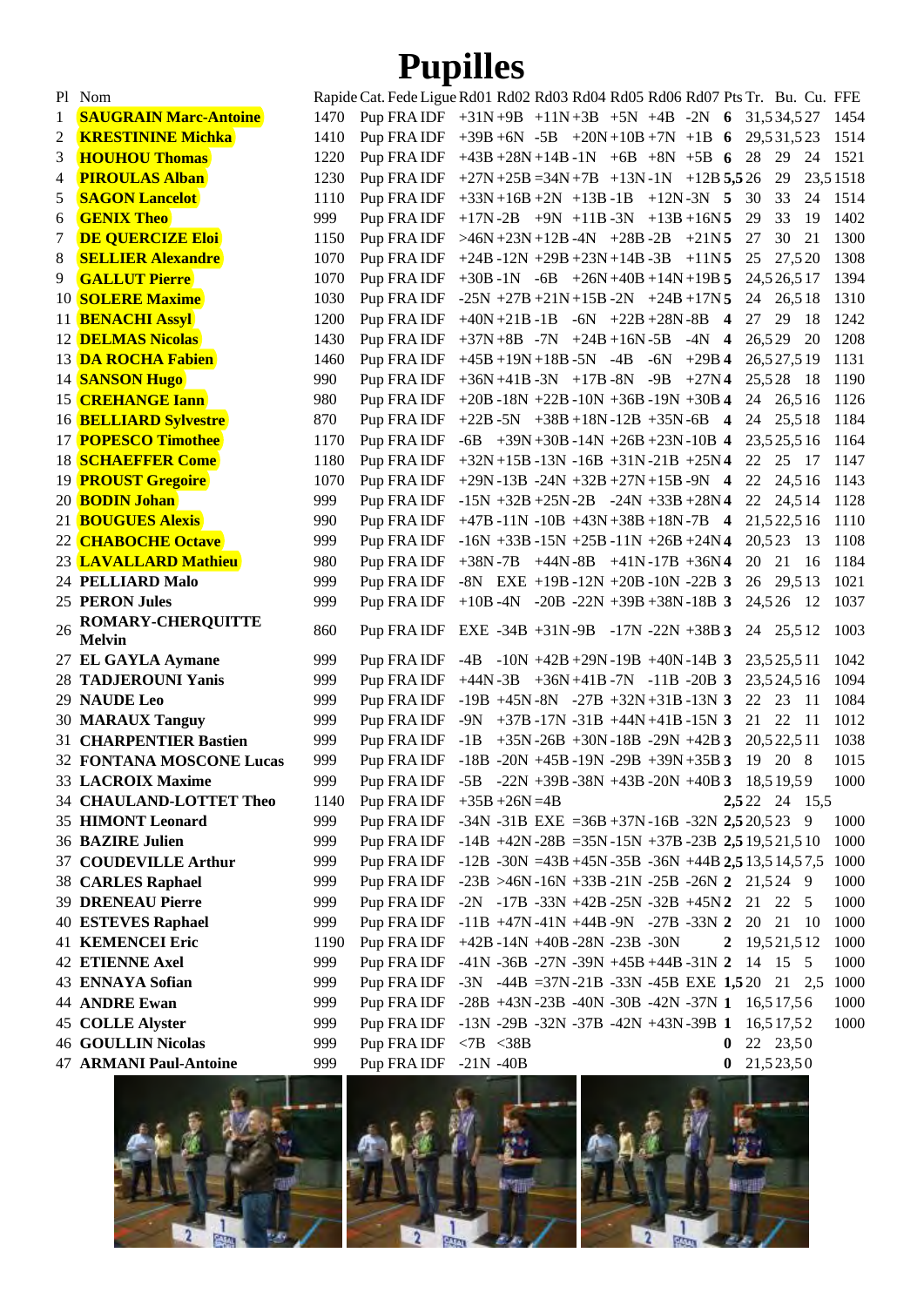# Pupilles

| Pl | Nom | Rapide | Cat. | Fede | Ligue | Rd01 | Rd02 | Rd03 | Rd04 | Rd05 | Rd06 | Rd07 | Pts | Tr. | Bu. | Cu. | FFE |
|---|---|---|---|---|---|---|---|---|---|---|---|---|---|---|---|---|---|
| 1 | SAUGRAIN Marc-Antoine | 1470 | Pup | FRA | IDF | +31N | +9B | +11N | +3B | +5N | +4B | -2N | 6 | 31,5 | 34,5 | 27 | 1454 |
| 2 | KRESTININE Michka | 1410 | Pup | FRA | IDF | +39B | +6N | -5B | +20N | +10B | +7N | +1B | 6 | 29,5 | 31,5 | 23 | 1514 |
| 3 | HOUHOU Thomas | 1220 | Pup | FRA | IDF | +43B | +28N | +14B | -1N | +6B | +8N | +5B | 6 | 28 | 29 | 24 | 1521 |
| 4 | PIROULAS Alban | 1230 | Pup | FRA | IDF | +27N | +25B | =34N | +7B | +13N | -1N | +12B | 5,5 | 26 | 29 | 23,5 | 1518 |
| 5 | SAGON Lancelot | 1110 | Pup | FRA | IDF | +33N | +16B | +2N | +13B | -1B | +12N | -3N | 5 | 30 | 33 | 24 | 1514 |
| 6 | GENIX Theo | 999 | Pup | FRA | IDF | +17N | -2B | +9N | +11B | -3N | +13B | +16N | 5 | 29 | 33 | 19 | 1402 |
| 7 | DE QUERCIZE Eloi | 1150 | Pup | FRA | IDF | >46N | +23N | +12B | -4N | +28B | -2B | +21N | 5 | 27 | 30 | 21 | 1300 |
| 8 | SELLIER Alexandre | 1070 | Pup | FRA | IDF | +24B | -12N | +29B | +23N | +14B | -3B | +11N | 5 | 25 | 27,5 | 20 | 1308 |
| 9 | GALLUT Pierre | 1070 | Pup | FRA | IDF | +30B | -1N | -6B | +26N | +40B | +14N | +19B | 5 | 24,5 | 26,5 | 17 | 1394 |
| 10 | SOLERE Maxime | 1030 | Pup | FRA | IDF | -25N | +27B | +21N | +15B | -2N | +24B | +17N | 5 | 24 | 26,5 | 18 | 1310 |
| 11 | BENACHI Assyl | 1200 | Pup | FRA | IDF | +40N | +21B | -1B | -6N | +22B | +28N | -8B | 4 | 27 | 29 | 18 | 1242 |
| 12 | DELMAS Nicolas | 1430 | Pup | FRA | IDF | +37N | +8B | -7N | +24B | +16N | -5B | -4N | 4 | 26,5 | 29 | 20 | 1208 |
| 13 | DA ROCHA Fabien | 1460 | Pup | FRA | IDF | +45B | +19N | +18B | -5N | -4B | -6N | +29B | 4 | 26,5 | 27,5 | 19 | 1131 |
| 14 | SANSON Hugo | 990 | Pup | FRA | IDF | +36N | +41B | -3N | +17B | -8N | -9B | +27N | 4 | 25,5 | 28 | 18 | 1190 |
| 15 | CREHANGE Iann | 980 | Pup | FRA | IDF | +20B | -18N | +22B | -10N | +36B | -19N | +30B | 4 | 24 | 26,5 | 16 | 1126 |
| 16 | BELLIARD Sylvestre | 870 | Pup | FRA | IDF | +22B | -5N | +38B | +18N | -12B | +35N | -6B | 4 | 24 | 25,5 | 18 | 1184 |
| 17 | POPESCO Timothee | 1170 | Pup | FRA | IDF | -6B | +39N | +30B | -14N | +26B | +23N | -10B | 4 | 23,5 | 25,5 | 16 | 1164 |
| 18 | SCHAEFFER Come | 1180 | Pup | FRA | IDF | +32N | +15B | -13N | -16B | +31N | -21B | +25N | 4 | 22 | 25 | 17 | 1147 |
| 19 | PROUST Gregoire | 1070 | Pup | FRA | IDF | +29N | -13B | -24N | +32B | +27N | +15B | -9N | 4 | 22 | 24,5 | 16 | 1143 |
| 20 | BODIN Johan | 999 | Pup | FRA | IDF | -15N | +32B | +25N | -2B | -24N | +33B | +28N | 4 | 22 | 24,5 | 14 | 1128 |
| 21 | BOUGUES Alexis | 990 | Pup | FRA | IDF | +47B | -11N | -10B | +43N | +38B | +18N | -7B | 4 | 21,5 | 22,5 | 16 | 1110 |
| 22 | CHABOCHE Octave | 999 | Pup | FRA | IDF | -16N | +33B | -15N | +25B | -11N | +26B | +24N | 4 | 20,5 | 23 | 13 | 1108 |
| 23 | LAVALLARD Mathieu | 980 | Pup | FRA | IDF | +38N | -7B | +44N | -8B | +41N | -17B | +36N | 4 | 20 | 21 | 16 | 1184 |
| 24 | PELLIARD Malo | 999 | Pup | FRA | IDF | -8N | EXE | +19B | -12N | +20B | -10N | -22B | 3 | 26 | 29,5 | 13 | 1021 |
| 25 | PERON Jules | 999 | Pup | FRA | IDF | +10B | -4N | -20B | -22N | +39B | +38N | -18B | 3 | 24,5 | 26 | 12 | 1037 |
| 26 | ROMARY-CHERQUITTE Melvin | 860 | Pup | FRA | IDF | EXE | -34B | +31N | -9B | -17N | -22N | +38B | 3 | 24 | 25,5 | 12 | 1003 |
| 27 | EL GAYLA Aymane | 999 | Pup | FRA | IDF | -4B | -10N | +42B | +29N | -19B | +40N | -14B | 3 | 23,5 | 25,5 | 11 | 1042 |
| 28 | TADJEROUNI Yanis | 999 | Pup | FRA | IDF | +44N | -3B | +36N | +41B | -7N | -11B | -20B | 3 | 23,5 | 24,5 | 16 | 1094 |
| 29 | NAUDE Leo | 999 | Pup | FRA | IDF | -19B | +45N | -8N | -27B | +32N | +31B | -13N | 3 | 22 | 23 | 11 | 1084 |
| 30 | MARAUX Tanguy | 999 | Pup | FRA | IDF | -9N | +37B | -17N | -31B | +44N | +41B | -15N | 3 | 21 | 22 | 11 | 1012 |
| 31 | CHARPENTIER Bastien | 999 | Pup | FRA | IDF | -1B | +35N | -26B | +30N | -18B | -29N | +42B | 3 | 20,5 | 22,5 | 11 | 1038 |
| 32 | FONTANA MOSCONE Lucas | 999 | Pup | FRA | IDF | -18B | -20N | +45B | -19N | -29B | +39N | +35B | 3 | 19 | 20 | 8 | 1015 |
| 33 | LACROIX Maxime | 999 | Pup | FRA | IDF | -5B | -22N | +39B | -38N | +43B | -20N | +40B | 3 | 18,5 | 19,5 | 9 | 1000 |
| 34 | CHAULAND-LOTTET Theo | 1140 | Pup | FRA | IDF | +35B | +26N | =4B | | | | | 2,5 | 22 | 24 | 15,5 | |
| 35 | HIMONT Leonard | 999 | Pup | FRA | IDF | -34N | -31B | EXE | =36B | +37N | -16B | -32N | 2,5 | 20,5 | 23 | 9 | 1000 |
| 36 | BAZIRE Julien | 999 | Pup | FRA | IDF | -14B | +42N | -28B | =35N | -15N | +37B | -23B | 2,5 | 19,5 | 21,5 | 10 | 1000 |
| 37 | COUDEVILLE Arthur | 999 | Pup | FRA | IDF | -12B | -30N | =43B | +45N | -35B | -36N | +44B | 2,5 | 13,5 | 14,5 | 7,5 | 1000 |
| 38 | CARLES Raphael | 999 | Pup | FRA | IDF | -23B | >46N | -16N | +33B | -21N | -25B | -26N | 2 | 21,5 | 24 | 9 | 1000 |
| 39 | DRENEAU Pierre | 999 | Pup | FRA | IDF | -2N | -17B | -33N | +42B | -25N | -32B | +45N | 2 | 21 | 22 | 5 | 1000 |
| 40 | ESTEVES Raphael | 999 | Pup | FRA | IDF | -11B | +47N | -41N | +44B | -9N | -27B | -33N | 2 | 20 | 21 | 10 | 1000 |
| 41 | KEMENCEI Eric | 1190 | Pup | FRA | IDF | +42B | -14N | +40B | -28N | -23B | -30N | | 2 | 19,5 | 21,5 | 12 | 1000 |
| 42 | ETIENNE Axel | 999 | Pup | FRA | IDF | -41N | -36B | -27N | -39N | +45B | +44B | -31N | 2 | 14 | 15 | 5 | 1000 |
| 43 | ENNAYA Sofian | 999 | Pup | FRA | IDF | -3N | -44B | =37N | -21B | -33N | -45B | EXE | 1,5 | 20 | 21 | 2,5 | 1000 |
| 44 | ANDRE Ewan | 999 | Pup | FRA | IDF | -28B | +43N | -23B | -40N | -30B | -42N | -37N | 1 | 16,5 | 17,5 | 6 | 1000 |
| 45 | COLLE Alyster | 999 | Pup | FRA | IDF | -13N | -29B | -32N | -37B | -42N | +43N | -39B | 1 | 16,5 | 17,5 | 2 | 1000 |
| 46 | GOULLIN Nicolas | 999 | Pup | FRA | IDF | <7B | <38B | | | | | | 0 | 22 | 23,5 | 0 | |
| 47 | ARMANI Paul-Antoine | 999 | Pup | FRA | IDF | -21N | -40B | | | | | | 0 | 21,5 | 23,5 | 0 | |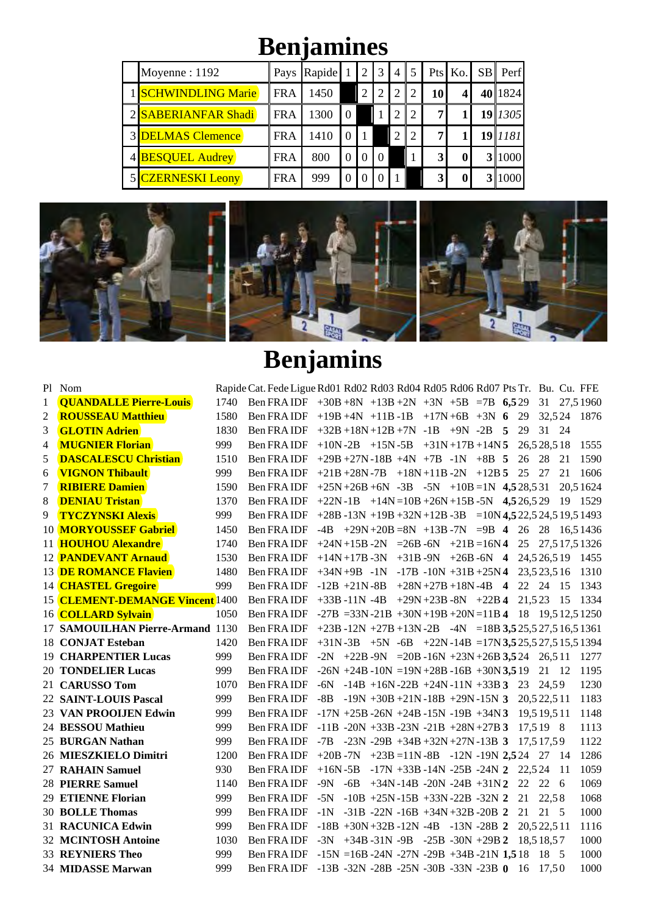# Benjamines

| | Moyenne : 1192 | Pays | Rapide | 1 | 2 | 3 | 4 | 5 | Pts | Ko. | SB | Perf |
|---|---|---|---|---|---|---|---|---|---|---|---|---|
| 1 | SCHWINDLING Marie | FRA | 1450 | | 2 | 2 | 2 | 2 | **10** | **4** | **40** | 1824 |
| 2 | SABERIANFAR Shadi | FRA | 1300 | 0 | | 1 | 2 | 2 | **7** | **1** | **19** | *1305* |
| 3 | DELMAS Clemence | FRA | 1410 | 0 | 1 | | 2 | 2 | **7** | **1** | **19** | *1181* |
| 4 | BESQUEL Audrey | FRA | 800 | 0 | 0 | 0 | | 1 | **3** | **0** | **3** | 1000 |
| 5 | CZERNESKI Leony | FRA | 999 | 0 | 0 | 0 | 1 | | **3** | **0** | **3** | 1000 |

# Benjamins

| Pl | Nom | Rapide | Cat. | Fede | Ligue | Rd01 | Rd02 | Rd03 | Rd04 | Rd05 | Rd06 | Rd07 | Pts | Tr. | Bu. | Cu. | FFE |
|---|---|---|---|---|---|---|---|---|---|---|---|---|---|---|---|---|---|
| 1 | **QUANDALLE Pierre-Louis** | 1740 | Ben | FRA | IDF | +30B | +8N | +13B | +2N | +3N | +5B | =7B | **6,5** | 29 | 31 | 27,5 | 1960 |
| 2 | **ROUSSEAU Matthieu** | 1580 | Ben | FRA | IDF | +19B | +4N | +11B | -1B | +17N | +6B | +3N | **6** | 29 | 32,5 | 24 | 1876 |
| 3 | **GLOTIN Adrien** | 1830 | Ben | FRA | IDF | +32B | +18N | +12B | +7N | -1B | +9N | -2B | **5** | 29 | 31 | 24 | |
| 4 | **MUGNIER Florian** | 999 | Ben | FRA | IDF | +10N | -2B | +15N | -5B | +31N | +17B | +14N | **5** | 26,5 | 28,5 | 18 | 1555 |
| 5 | **DASCALESCU Christian** | 1510 | Ben | FRA | IDF | +29B | +27N | -18B | +4N | +7B | -1N | +8B | **5** | 26 | 28 | 21 | 1590 |
| 6 | **VIGNON Thibault** | 999 | Ben | FRA | IDF | +21B | +28N | -7B | +18N | +11B | -2N | +12B | **5** | 25 | 27 | 21 | 1606 |
| 7 | **RIBIERE Damien** | 1590 | Ben | FRA | IDF | +25N | +26B | +6N | -3B | -5N | +10B | =1N | **4,5** | 28,5 | 31 | 20,5 | 1624 |
| 8 | **DENIAU Tristan** | 1370 | Ben | FRA | IDF | +22N | -1B | +14N | =10B | +26N | +15B | -5N | **4,5** | 26,5 | 29 | 19 | 1529 |
| 9 | **TYCZYNSKI Alexis** | 999 | Ben | FRA | IDF | +28B | -13N | +19B | +32N | +12B | -3B | =10N | **4,5** | 22,5 | 24,5 | 19,5 | 1493 |
| 10 | **MORYOUSSEF Gabriel** | 1450 | Ben | FRA | IDF | -4B | +29N | +20B | =8N | +13B | -7N | =9B | **4** | 26 | 28 | 16,5 | 1436 |
| 11 | **HOUHOU Alexandre** | 1740 | Ben | FRA | IDF | +24N | +15B | -2N | =26B | -6N | +21B | =16N | **4** | 25 | 27,5 | 17,5 | 1326 |
| 12 | **PANDEVANT Arnaud** | 1530 | Ben | FRA | IDF | +14N | +17B | -3N | +31B | -9N | +26B | -6N | **4** | 24,5 | 26,5 | 19 | 1455 |
| 13 | **DE ROMANCE Flavien** | 1480 | Ben | FRA | IDF | +34N | +9B | -1N | -17B | -10N | +31B | +25N | **4** | 23,5 | 23,5 | 16 | 1310 |
| 14 | **CHASTEL Gregoire** | 999 | Ben | FRA | IDF | -12B | +21N | -8B | +28N | +27B | +18N | -4B | **4** | 22 | 24 | 15 | 1343 |
| 15 | **CLEMENT-DEMANGE Vincent** | 1400 | Ben | FRA | IDF | +33B | -11N | -4B | +29N | +23B | -8N | +22B | **4** | 21,5 | 23 | 15 | 1334 |
| 16 | **COLLARD Sylvain** | 1050 | Ben | FRA | IDF | -27B | =33N | -21B | +30N | +19B | +20N | =11B | **4** | 18 | 19,5 | 12,5 | 1250 |
| 17 | **SAMOUILHAN Pierre-Armand** | 1130 | Ben | FRA | IDF | +23B | -12N | +27B | +13N | -2B | -4N | =18B | **3,5** | 25,5 | 27,5 | 16,5 | 1361 |
| 18 | **CONJAT Esteban** | 1420 | Ben | FRA | IDF | +31N | -3B | +5N | -6B | +22N | -14B | =17N | **3,5** | 25,5 | 27,5 | 15,5 | 1394 |
| 19 | **CHARPENTIER Lucas** | 999 | Ben | FRA | IDF | -2N | +22B | -9N | =20B | -16N | +23N | +26B | **3,5** | 24 | 26,5 | 11 | 1277 |
| 20 | **TONDELIER Lucas** | 999 | Ben | FRA | IDF | -26N | +24B | -10N | =19N | +28B | -16B | +30N | **3,5** | 19 | 21 | 12 | 1195 |
| 21 | **CARUSSO Tom** | 1070 | Ben | FRA | IDF | -6N | -14B | +16N | -22B | +24N | -11N | +33B | **3** | 23 | 24,5 | 9 | 1230 |
| 22 | **SAINT-LOUIS Pascal** | 999 | Ben | FRA | IDF | -8B | -19N | +30B | +21N | -18B | +29N | -15N | **3** | 20,5 | 22,5 | 11 | 1183 |
| 23 | **VAN PROOIJEN Edwin** | 999 | Ben | FRA | IDF | -17N | +25B | -26N | +24B | -15N | -19B | +34N | **3** | 19,5 | 19,5 | 11 | 1148 |
| 24 | **BESSOU Mathieu** | 999 | Ben | FRA | IDF | -11B | -20N | +33B | -23N | -21B | +28N | +27B | **3** | 17,5 | 19 | 8 | 1113 |
| 25 | **BURGAN Nathan** | 999 | Ben | FRA | IDF | -7B | -23N | -29B | +34B | +32N | +27N | -13B | **3** | 17,5 | 17,5 | 9 | 1122 |
| 26 | **MIESZKIELO Dimitri** | 1200 | Ben | FRA | IDF | +20B | -7N | +23B | =11N | -8B | -12N | -19N | **2,5** | 24 | 27 | 14 | 1286 |
| 27 | **RAHAIN Samuel** | 930 | Ben | FRA | IDF | +16N | -5B | -17N | +33B | -14N | -25B | -24N | **2** | 22,5 | 24 | 11 | 1059 |
| 28 | **PIERRE Samuel** | 1140 | Ben | FRA | IDF | -9N | -6B | +34N | -14B | -20N | -24B | +31N | **2** | 22 | 22 | 6 | 1069 |
| 29 | **ETIENNE Florian** | 999 | Ben | FRA | IDF | -5N | -10B | +25N | -15B | +33N | -22B | -32N | **2** | 21 | 22,5 | 8 | 1068 |
| 30 | **BOLLE Thomas** | 999 | Ben | FRA | IDF | -1N | -31B | -22N | -16B | +34N | +32B | -20B | **2** | 21 | 21 | 5 | 1000 |
| 31 | **RACUNICA Edwin** | 999 | Ben | FRA | IDF | -18B | +30N | +32B | -12N | -4B | -13N | -28B | **2** | 20,5 | 22,5 | 11 | 1116 |
| 32 | **MCINTOSH Antoine** | 1030 | Ben | FRA | IDF | -3N | +34B | -31N | -9B | -25B | -30N | +29B | **2** | 18,5 | 18,5 | 7 | 1000 |
| 33 | **REYNIERS Theo** | 999 | Ben | FRA | IDF | -15N | =16B | -24N | -27N | -29B | +34B | -21N | **1,5** | 18 | 18 | 5 | 1000 |
| 34 | **MIDASSE Marwan** | 999 | Ben | FRA | IDF | -13B | -32N | -28B | -25N | -30B | -33N | -23B | **0** | 16 | 17,5 | 0 | 1000 |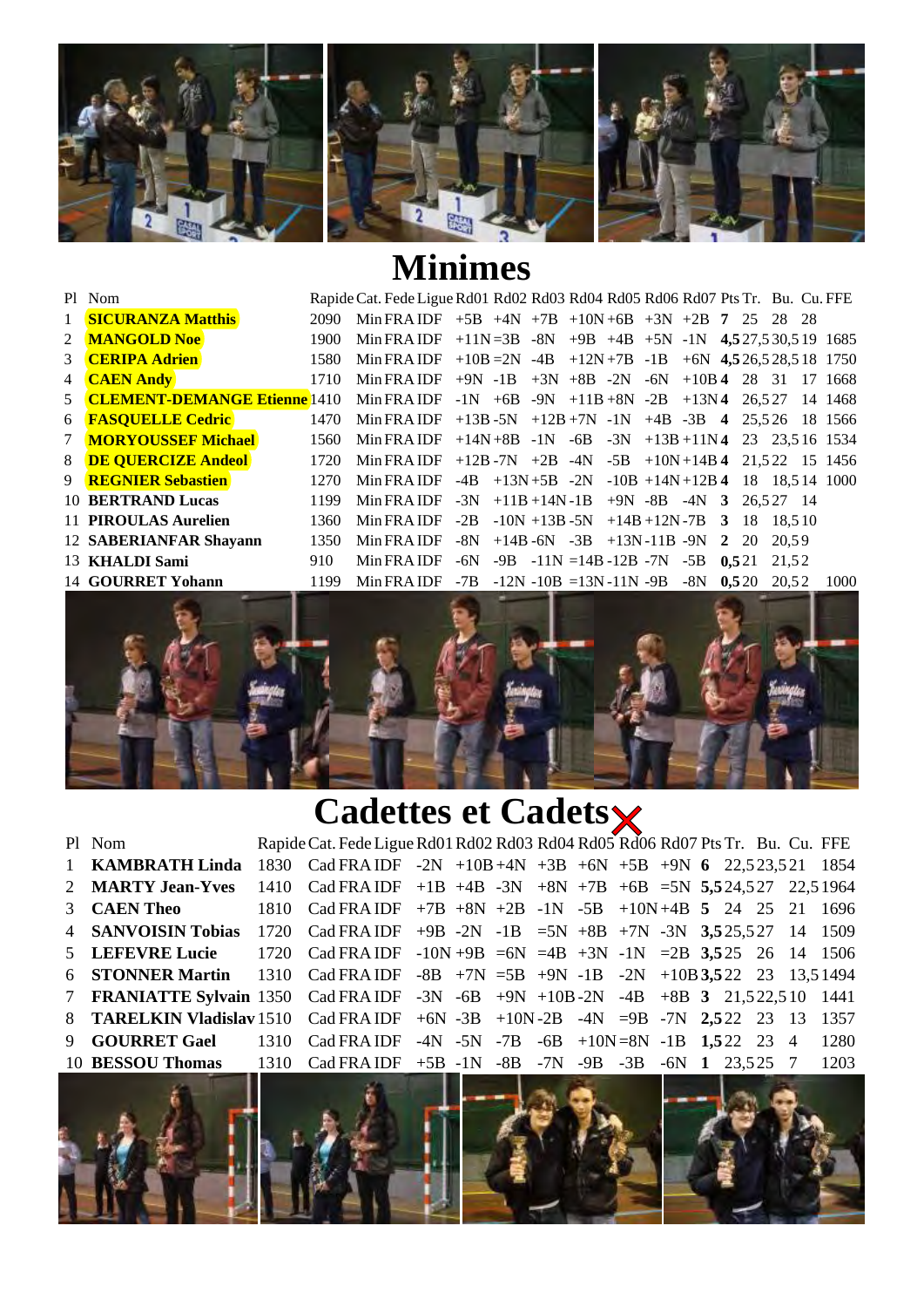# Minimes

| Pl | Nom | Rapide | Cat. | Fede | Ligue | Rd01 | Rd02 | Rd03 | Rd04 | Rd05 | Rd06 | Rd07 | Pts | Tr. | Bu. | Cu. | FFE |
|---|---|---|---|---|---|---|---|---|---|---|---|---|---|---|---|---|---|
| 1 | **SICURANZA Matthis** | 2090 | Min | FRA | IDF | +5B | +4N | +7B | +10N | +6B | +3N | +2B | **7** | 25 | 28 | 28 | |
| 2 | **MANGOLD Noe** | 1900 | Min | FRA | IDF | +11N | =3B | -8N | +9B | +4B | +5N | -1N | **4,5** | 27,5 | 30,5 | 19 | 1685 |
| 3 | **CERIPA Adrien** | 1580 | Min | FRA | IDF | +10B | =2N | -4B | +12N | +7B | -1B | +6N | **4,5** | 26,5 | 28,5 | 18 | 1750 |
| 4 | **CAEN Andy** | 1710 | Min | FRA | IDF | +9N | -1B | +3N | +8B | -2N | -6N | +10B | **4** | 28 | 31 | 17 | 1668 |
| 5 | **CLEMENT-DEMANGE Etienne** | 1410 | Min | FRA | IDF | -1N | +6B | -9N | +11B | +8N | -2B | +13N | **4** | 26,5 | 27 | 14 | 1468 |
| 6 | **FASQUELLE Cedric** | 1470 | Min | FRA | IDF | +13B | -5N | +12B | +7N | -1N | +4B | -3B | **4** | 25,5 | 26 | 18 | 1566 |
| 7 | **MORYOUSSEF Michael** | 1560 | Min | FRA | IDF | +14N | +8B | -1N | -6B | -3N | +13B | +11N | **4** | 23 | 23,5 | 16 | 1534 |
| 8 | **DE QUERCIZE Andeol** | 1720 | Min | FRA | IDF | +12B | -7N | +2B | -4N | -5B | +10N | +14B | **4** | 21,5 | 22 | 15 | 1456 |
| 9 | **REGNIER Sebastien** | 1270 | Min | FRA | IDF | -4B | +13N | +5B | -2N | -10B | +14N | +12B | **4** | 18 | 18,5 | 14 | 1000 |
| 10 | **BERTRAND Lucas** | 1199 | Min | FRA | IDF | -3N | +11B | +14N | -1B | +9N | -8B | -4N | **3** | 26,5 | 27 | 14 | |
| 11 | **PIROULAS Aurelien** | 1360 | Min | FRA | IDF | -2B | -10N | +13B | -5N | +14B | +12N | -7B | **3** | 18 | 18,5 | 10 | |
| 12 | **SABERIANFAR Shayann** | 1350 | Min | FRA | IDF | -8N | +14B | -6N | -3B | +13N | -11B | -9N | **2** | 20 | 20,5 | 9 | |
| 13 | **KHALDI Sami** | 910 | Min | FRA | IDF | -6N | -9B | -11N | =14B | -12B | -7N | -5B | **0,5** | 21 | 21,5 | 2 | |
| 14 | **GOURRET Yohann** | 1199 | Min | FRA | IDF | -7B | -12N | -10B | =13N | -11N | -9B | -8N | **0,5** | 20 | 20,5 | 2 | 1000 |

# Cadettes et Cadets

| Pl | Nom | Rapide | Cat. | Fede | Ligue | Rd01 | Rd02 | Rd03 | Rd04 | Rd05 | Rd06 | Rd07 | Pts | Tr. | Bu. | Cu. | FFE |
|---|---|---|---|---|---|---|---|---|---|---|---|---|---|---|---|---|---|
| 1 | **KAMBRATH Linda** | 1830 | Cad | FRA | IDF | -2N | +10B | +4N | +3B | +6N | +5B | +9N | **6** | 22,5 | 23,5 | 21 | 1854 |
| 2 | **MARTY Jean-Yves** | 1410 | Cad | FRA | IDF | +1B | +4B | -3N | +8N | +7B | +6B | =5N | **5,5** | 24,5 | 27 | 22,5 | 1964 |
| 3 | **CAEN Theo** | 1810 | Cad | FRA | IDF | +7B | +8N | +2B | -1N | -5B | +10N | +4B | **5** | 24 | 25 | 21 | 1696 |
| 4 | **SANVOISIN Tobias** | 1720 | Cad | FRA | IDF | +9B | -2N | -1B | =5N | +8B | +7N | -3N | **3,5** | 25,5 | 27 | 14 | 1509 |
| 5 | **LEFEVRE Lucie** | 1720 | Cad | FRA | IDF | -10N | +9B | =6N | =4B | +3N | -1N | =2B | **3,5** | 25 | 26 | 14 | 1506 |
| 6 | **STONNER Martin** | 1310 | Cad | FRA | IDF | -8B | +7N | =5B | +9N | -1B | -2N | +10B | **3,5** | 22 | 23 | 13,5 | 1494 |
| 7 | **FRANIATTE Sylvain** | 1350 | Cad | FRA | IDF | -3N | -6B | +9N | +10B | -2N | -4B | +8B | **3** | 21,5 | 22,5 | 10 | 1441 |
| 8 | **TARELKIN Vladislav** | 1510 | Cad | FRA | IDF | +6N | -3B | +10N | -2B | -4N | =9B | -7N | **2,5** | 22 | 23 | 13 | 1357 |
| 9 | **GOURRET Gael** | 1310 | Cad | FRA | IDF | -4N | -5N | -7B | -6B | +10N | =8N | -1B | **1,5** | 22 | 23 | 4 | 1280 |
| 10 | **BESSOU Thomas** | 1310 | Cad | FRA | IDF | +5B | -1N | -8B | -7N | -9B | -3B | -6N | **1** | 23,5 | 25 | 7 | 1203 |